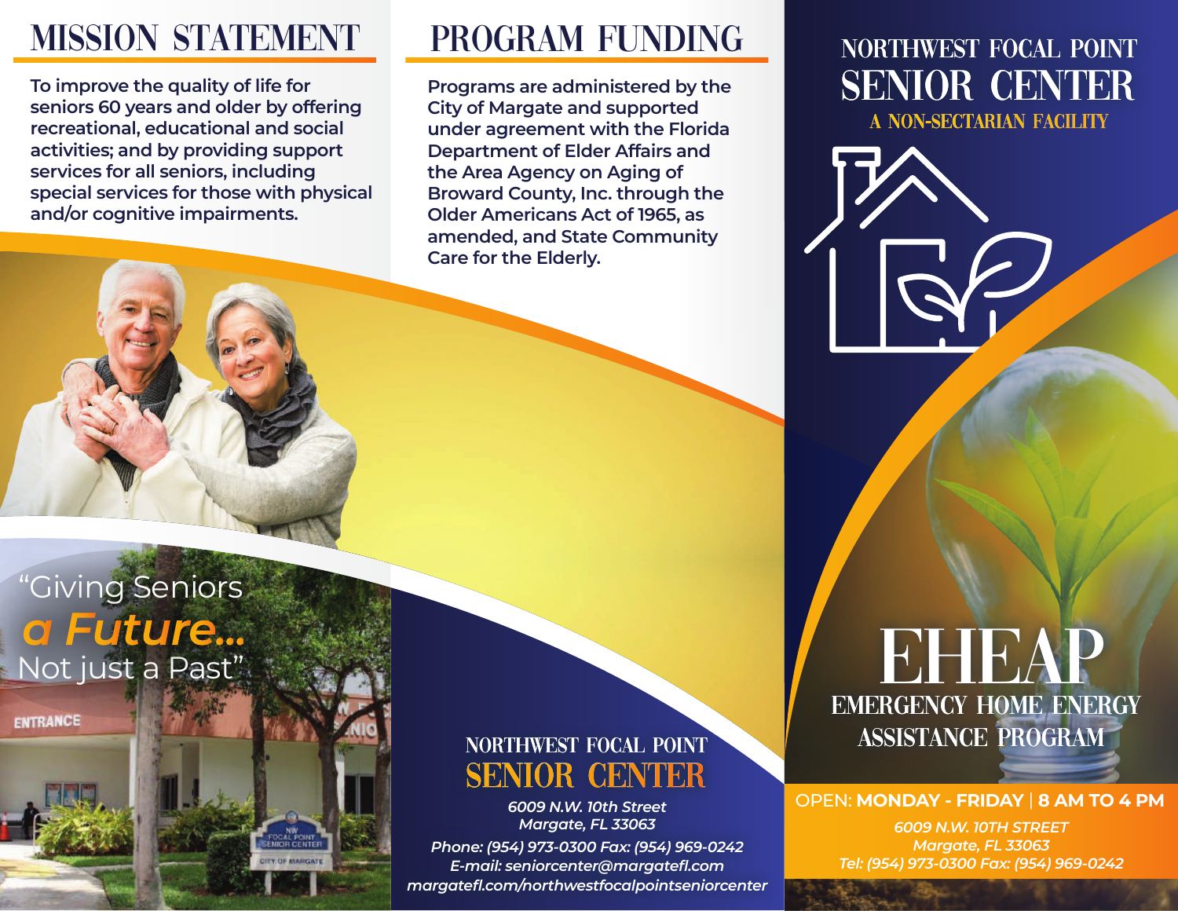## MISSION STATEMENT

To improve the quality of life for seniors 60 years and older by offering recreational, educational and social activities; and by providing support services for all seniors, including special services for those with physical and/or cognitive impairments.

“Giving Seniors *a Future...* Not just a Past”

## PROGRAM FUNDING

Programs are administered by the City of Margate and supported under agreement with the Florida Department of Elder Affairs and the Area Agency on Aging of Broward County, Inc. through the Older Americans Act of 1965, as amended, and State Community Care for the Elderly.

### NORTHWEST FOCAL POINT SENIOR CENTER

*6009 N.W. 10th Street*
*Margate, FL 33063*
*Phone: (954) 973-0300 Fax: (954) 969-0242*
*E-mail: seniorcenter@margatefl.com*
*margatefl.com/northwestfocalpointseniorcenter*

# NORTHWEST FOCAL POINT SENIOR CENTER

A NON-SECTARIAN FACILITY

# EHEAP

## EMERGENCY HOME ENERGY ASSISTANCE PROGRAM

OPEN: **MONDAY - FRIDAY** | **8 AM TO 4 PM**

*6009 N.W. 10TH STREET*
*Margate, FL 33063*
*Tel: (954) 973-0300 Fax: (954) 969-0242*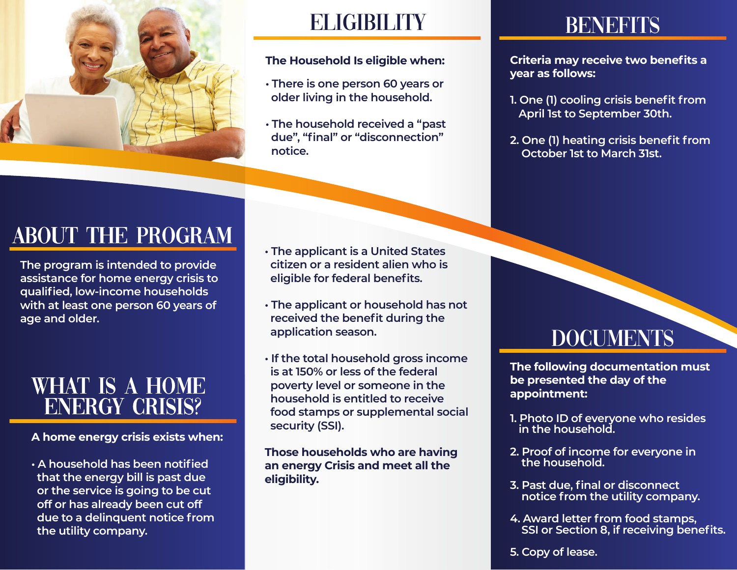# ABOUT THE PROGRAM

The program is intended to provide assistance for home energy crisis to qualified, low-income households with at least one person 60 years of age and older.

# WHAT IS A HOME ENERGY CRISIS?

**A home energy crisis exists when:**

- A household has been notified that the energy bill is past due or the service is going to be cut off or has already been cut off due to a delinquent notice from the utility company.

# ELIGIBILITY

**The Household Is eligible when:**

- There is one person 60 years or older living in the household.
- The household received a "past due", "final" or "disconnection" notice.
- The applicant is a United States citizen or a resident alien who is eligible for federal benefits.
- The applicant or household has not received the benefit during the application season.
- If the total household gross income is at 150% or less of the federal poverty level or someone in the household is entitled to receive food stamps or supplemental social security (SSI).

**Those households who are having an energy Crisis and meet all the eligibility.**

# BENEFITS

**Criteria may receive two benefits a year as follows:**

1. One (1) cooling crisis benefit from April 1st to September 30th.
2. One (1) heating crisis benefit from October 1st to March 31st.

# DOCUMENTS

**The following documentation must be presented the day of the appointment:**

1. Photo ID of everyone who resides in the household.
2. Proof of income for everyone in the household.
3. Past due, final or disconnect notice from the utility company.
4. Award letter from food stamps, SSI or Section 8, if receiving benefits.
5. Copy of lease.